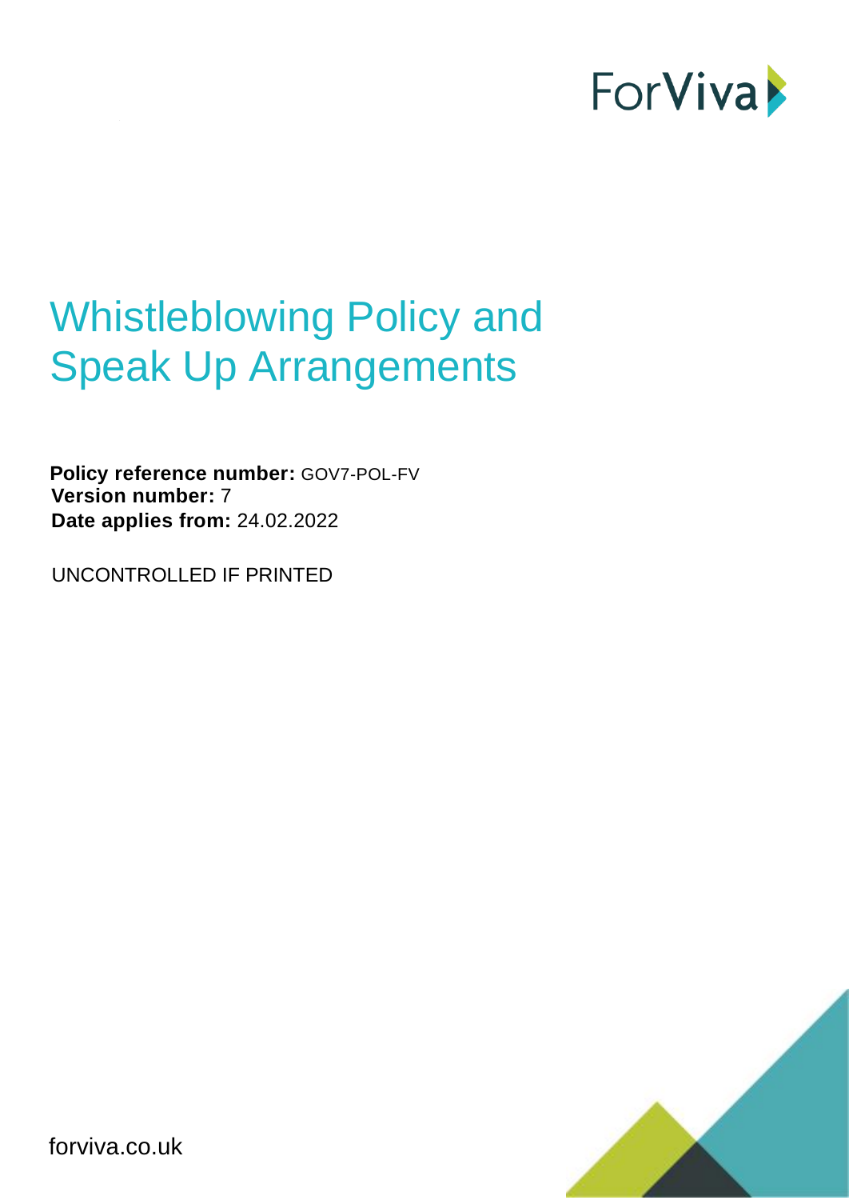ForViva

# Whistleblowing Policy and Speak Up Arrangements

**Policy reference number:** GOV7-POL-FV
**Version number:** 7
**Date applies from:** 24.02.2022

UNCONTROLLED IF PRINTED

forviva.co.uk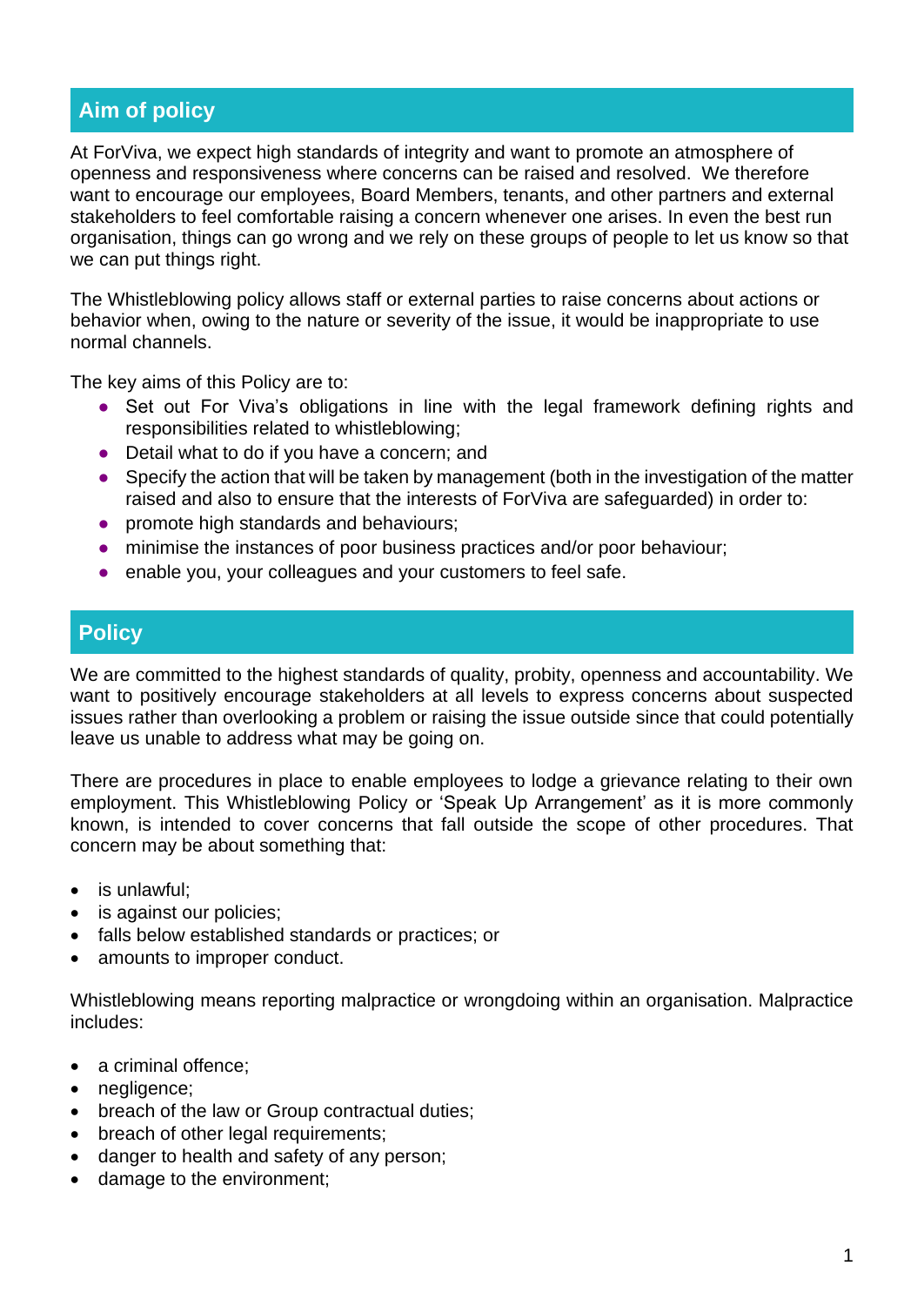## Aim of policy

At ForViva, we expect high standards of integrity and want to promote an atmosphere of openness and responsiveness where concerns can be raised and resolved. We therefore want to encourage our employees, Board Members, tenants, and other partners and external stakeholders to feel comfortable raising a concern whenever one arises. In even the best run organisation, things can go wrong and we rely on these groups of people to let us know so that we can put things right.

The Whistleblowing policy allows staff or external parties to raise concerns about actions or behavior when, owing to the nature or severity of the issue, it would be inappropriate to use normal channels.

The key aims of this Policy are to:

- Set out For Viva's obligations in line with the legal framework defining rights and responsibilities related to whistleblowing;
- Detail what to do if you have a concern; and
- Specify the action that will be taken by management (both in the investigation of the matter raised and also to ensure that the interests of ForViva are safeguarded) in order to:
- promote high standards and behaviours;
- minimise the instances of poor business practices and/or poor behaviour;
- enable you, your colleagues and your customers to feel safe.

## Policy

We are committed to the highest standards of quality, probity, openness and accountability. We want to positively encourage stakeholders at all levels to express concerns about suspected issues rather than overlooking a problem or raising the issue outside since that could potentially leave us unable to address what may be going on.

There are procedures in place to enable employees to lodge a grievance relating to their own employment. This Whistleblowing Policy or 'Speak Up Arrangement' as it is more commonly known, is intended to cover concerns that fall outside the scope of other procedures. That concern may be about something that:

- is unlawful;
- is against our policies;
- falls below established standards or practices; or
- amounts to improper conduct.

Whistleblowing means reporting malpractice or wrongdoing within an organisation. Malpractice includes:

- a criminal offence;
- negligence;
- breach of the law or Group contractual duties;
- breach of other legal requirements;
- danger to health and safety of any person;
- damage to the environment;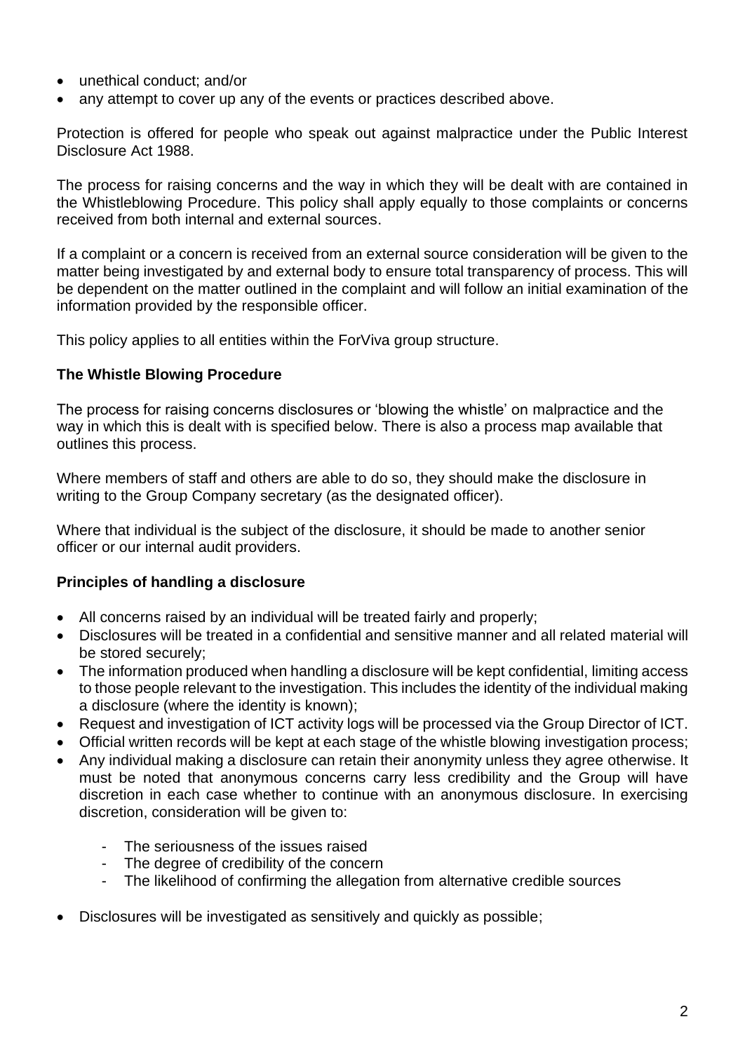- unethical conduct; and/or
- any attempt to cover up any of the events or practices described above.

Protection is offered for people who speak out against malpractice under the Public Interest Disclosure Act 1988.

The process for raising concerns and the way in which they will be dealt with are contained in the Whistleblowing Procedure. This policy shall apply equally to those complaints or concerns received from both internal and external sources.

If a complaint or a concern is received from an external source consideration will be given to the matter being investigated by and external body to ensure total transparency of process. This will be dependent on the matter outlined in the complaint and will follow an initial examination of the information provided by the responsible officer.

This policy applies to all entities within the ForViva group structure.

**The Whistle Blowing Procedure**

The process for raising concerns disclosures or 'blowing the whistle' on malpractice and the way in which this is dealt with is specified below. There is also a process map available that outlines this process.

Where members of staff and others are able to do so, they should make the disclosure in writing to the Group Company secretary (as the designated officer).

Where that individual is the subject of the disclosure, it should be made to another senior officer or our internal audit providers.

**Principles of handling a disclosure**

- All concerns raised by an individual will be treated fairly and properly;
- Disclosures will be treated in a confidential and sensitive manner and all related material will be stored securely;
- The information produced when handling a disclosure will be kept confidential, limiting access to those people relevant to the investigation. This includes the identity of the individual making a disclosure (where the identity is known);
- Request and investigation of ICT activity logs will be processed via the Group Director of ICT.
- Official written records will be kept at each stage of the whistle blowing investigation process;
- Any individual making a disclosure can retain their anonymity unless they agree otherwise. It must be noted that anonymous concerns carry less credibility and the Group will have discretion in each case whether to continue with an anonymous disclosure. In exercising discretion, consideration will be given to:
    - The seriousness of the issues raised
    - The degree of credibility of the concern
    - The likelihood of confirming the allegation from alternative credible sources
- Disclosures will be investigated as sensitively and quickly as possible;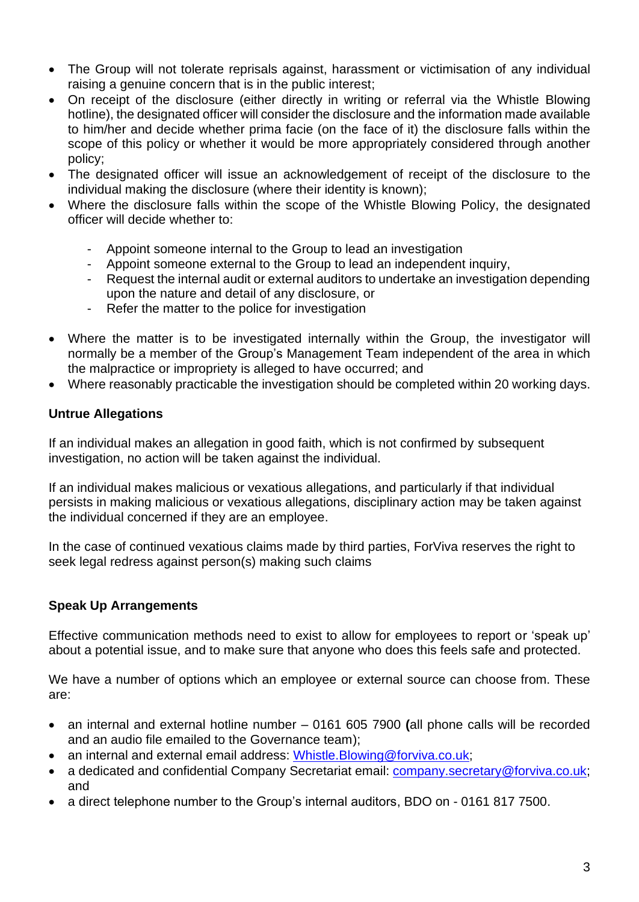- The Group will not tolerate reprisals against, harassment or victimisation of any individual raising a genuine concern that is in the public interest;
- On receipt of the disclosure (either directly in writing or referral via the Whistle Blowing hotline), the designated officer will consider the disclosure and the information made available to him/her and decide whether prima facie (on the face of it) the disclosure falls within the scope of this policy or whether it would be more appropriately considered through another policy;
- The designated officer will issue an acknowledgement of receipt of the disclosure to the individual making the disclosure (where their identity is known);
- Where the disclosure falls within the scope of the Whistle Blowing Policy, the designated officer will decide whether to:
    - Appoint someone internal to the Group to lead an investigation
    - Appoint someone external to the Group to lead an independent inquiry,
    - Request the internal audit or external auditors to undertake an investigation depending upon the nature and detail of any disclosure, or
    - Refer the matter to the police for investigation
- Where the matter is to be investigated internally within the Group, the investigator will normally be a member of the Group's Management Team independent of the area in which the malpractice or impropriety is alleged to have occurred; and
- Where reasonably practicable the investigation should be completed within 20 working days.

**Untrue Allegations**

If an individual makes an allegation in good faith, which is not confirmed by subsequent investigation, no action will be taken against the individual.

If an individual makes malicious or vexatious allegations, and particularly if that individual persists in making malicious or vexatious allegations, disciplinary action may be taken against the individual concerned if they are an employee.

In the case of continued vexatious claims made by third parties, ForViva reserves the right to seek legal redress against person(s) making such claims

**Speak Up Arrangements**

Effective communication methods need to exist to allow for employees to report or 'speak up' about a potential issue, and to make sure that anyone who does this feels safe and protected.

We have a number of options which an employee or external source can choose from. These are:

- an internal and external hotline number – 0161 605 7900 **(**all phone calls will be recorded and an audio file emailed to the Governance team);
- an internal and external email address: Whistle.Blowing@forviva.co.uk;
- a dedicated and confidential Company Secretariat email: company.secretary@forviva.co.uk; and
- a direct telephone number to the Group's internal auditors, BDO on - 0161 817 7500.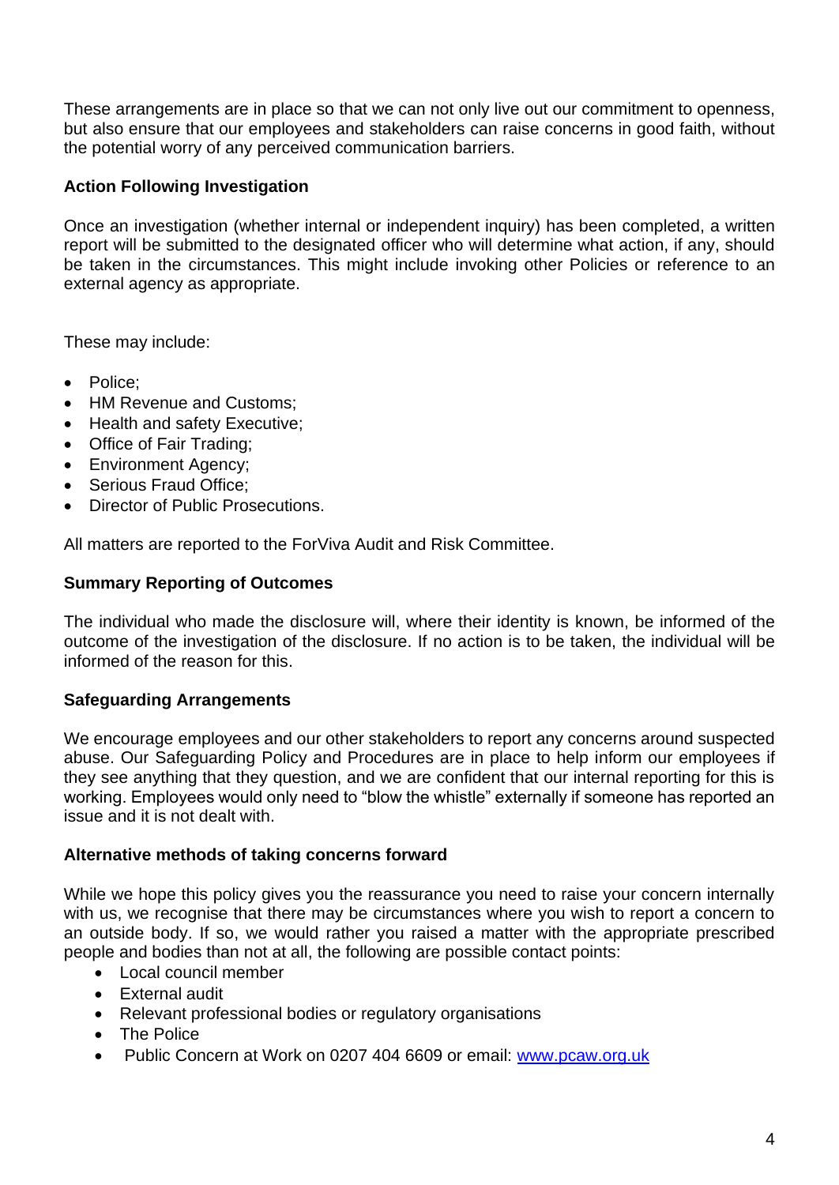These arrangements are in place so that we can not only live out our commitment to openness, but also ensure that our employees and stakeholders can raise concerns in good faith, without the potential worry of any perceived communication barriers.

**Action Following Investigation**

Once an investigation (whether internal or independent inquiry) has been completed, a written report will be submitted to the designated officer who will determine what action, if any, should be taken in the circumstances. This might include invoking other Policies or reference to an external agency as appropriate.

These may include:

- Police;
- HM Revenue and Customs;
- Health and safety Executive;
- Office of Fair Trading;
- Environment Agency;
- Serious Fraud Office;
- Director of Public Prosecutions.

All matters are reported to the ForViva Audit and Risk Committee.

**Summary Reporting of Outcomes**

The individual who made the disclosure will, where their identity is known, be informed of the outcome of the investigation of the disclosure. If no action is to be taken, the individual will be informed of the reason for this.

**Safeguarding Arrangements**

We encourage employees and our other stakeholders to report any concerns around suspected abuse. Our Safeguarding Policy and Procedures are in place to help inform our employees if they see anything that they question, and we are confident that our internal reporting for this is working. Employees would only need to "blow the whistle" externally if someone has reported an issue and it is not dealt with.

**Alternative methods of taking concerns forward**

While we hope this policy gives you the reassurance you need to raise your concern internally with us, we recognise that there may be circumstances where you wish to report a concern to an outside body. If so, we would rather you raised a matter with the appropriate prescribed people and bodies than not at all, the following are possible contact points:

- Local council member
- External audit
- Relevant professional bodies or regulatory organisations
- The Police
- Public Concern at Work on 0207 404 6609 or email: www.pcaw.org.uk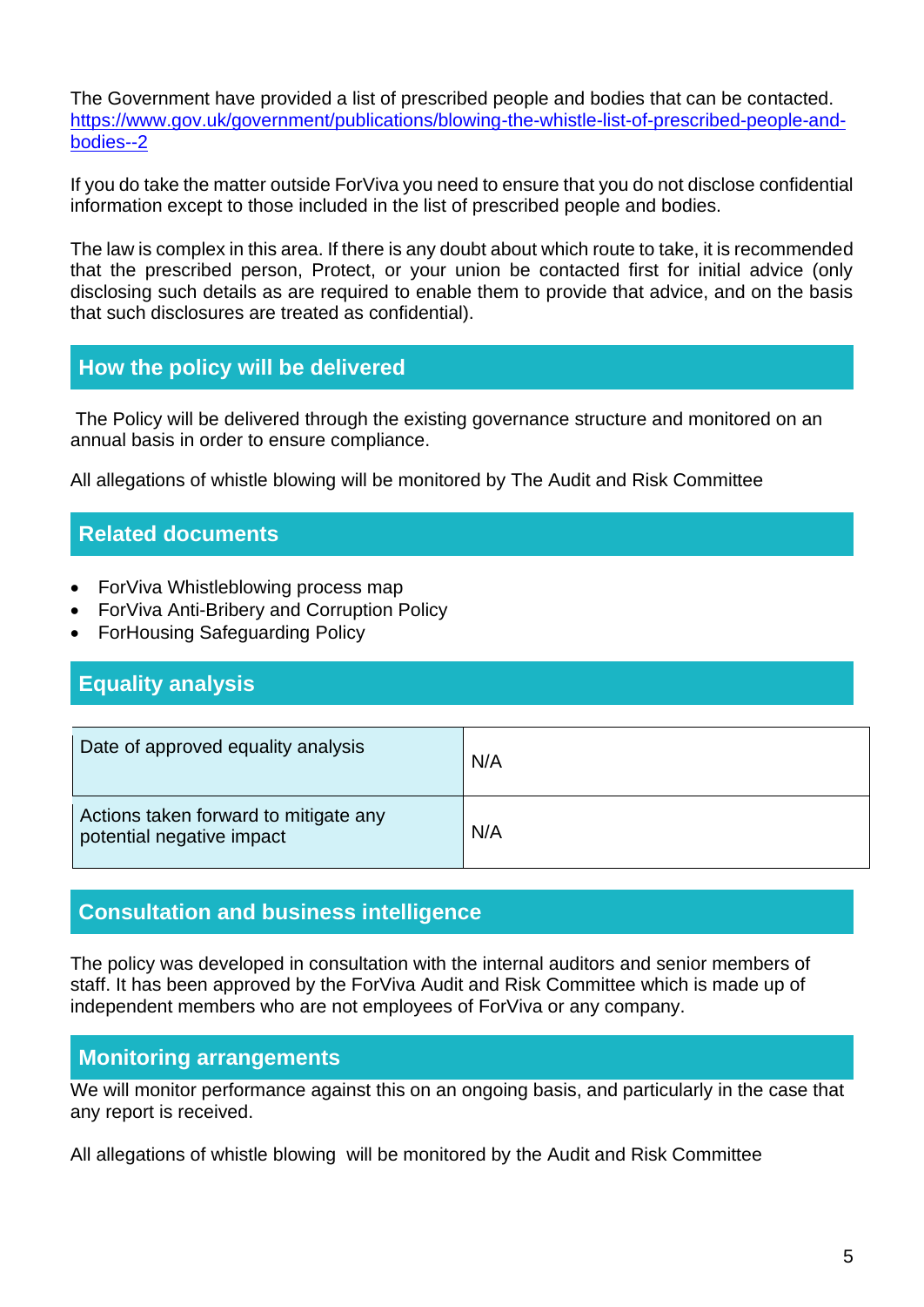The Government have provided a list of prescribed people and bodies that can be contacted. [https://www.gov.uk/government/publications/blowing-the-whistle-list-of-prescribed-people-and-bodies--2](https://www.gov.uk/government/publications/blowing-the-whistle-list-of-prescribed-people-and-bodies--2)

If you do take the matter outside ForViva you need to ensure that you do not disclose confidential information except to those included in the list of prescribed people and bodies.

The law is complex in this area. If there is any doubt about which route to take, it is recommended that the prescribed person, Protect, or your union be contacted first for initial advice (only disclosing such details as are required to enable them to provide that advice, and on the basis that such disclosures are treated as confidential).

## How the policy will be delivered

The Policy will be delivered through the existing governance structure and monitored on an annual basis in order to ensure compliance.

All allegations of whistle blowing will be monitored by The Audit and Risk Committee

## Related documents

- ForViva Whistleblowing process map
- ForViva Anti-Bribery and Corruption Policy
- ForHousing Safeguarding Policy

## Equality analysis

| | |
|---|---|
| Date of approved equality analysis | N/A |
| Actions taken forward to mitigate any potential negative impact | N/A |

## Consultation and business intelligence

The policy was developed in consultation with the internal auditors and senior members of staff. It has been approved by the ForViva Audit and Risk Committee which is made up of independent members who are not employees of ForViva or any company.

## Monitoring arrangements

We will monitor performance against this on an ongoing basis, and particularly in the case that any report is received.

All allegations of whistle blowing will be monitored by the Audit and Risk Committee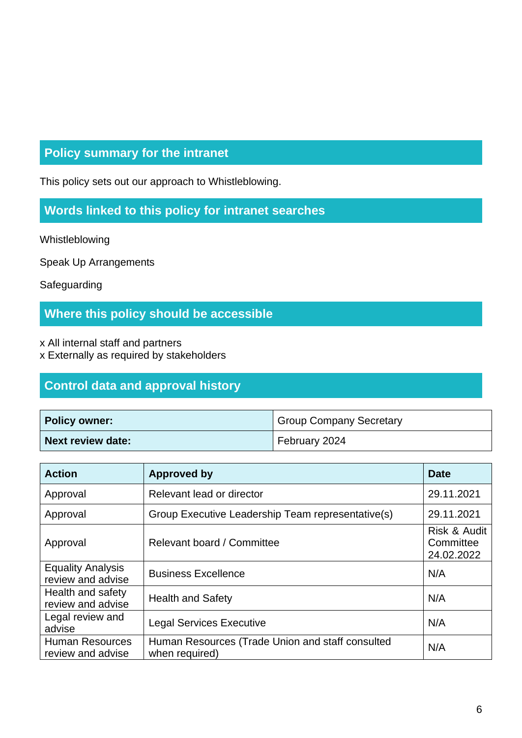## Policy summary for the intranet

This policy sets out our approach to Whistleblowing.

## Words linked to this policy for intranet searches

Whistleblowing

Speak Up Arrangements

Safeguarding

## Where this policy should be accessible

x All internal staff and partners
x Externally as required by stakeholders

## Control data and approval history

| **Policy owner:** | Group Company Secretary |
|---|---|
| **Next review date:** | February 2024 |

| Action | Approved by | Date |
|---|---|---|
| Approval | Relevant lead or director | 29.11.2021 |
| Approval | Group Executive Leadership Team representative(s) | 29.11.2021 |
| Approval | Relevant board / Committee | Risk & Audit Committee 24.02.2022 |
| Equality Analysis review and advise | Business Excellence | N/A |
| Health and safety review and advise | Health and Safety | N/A |
| Legal review and advise | Legal Services Executive | N/A |
| Human Resources review and advise | Human Resources (Trade Union and staff consulted when required) | N/A |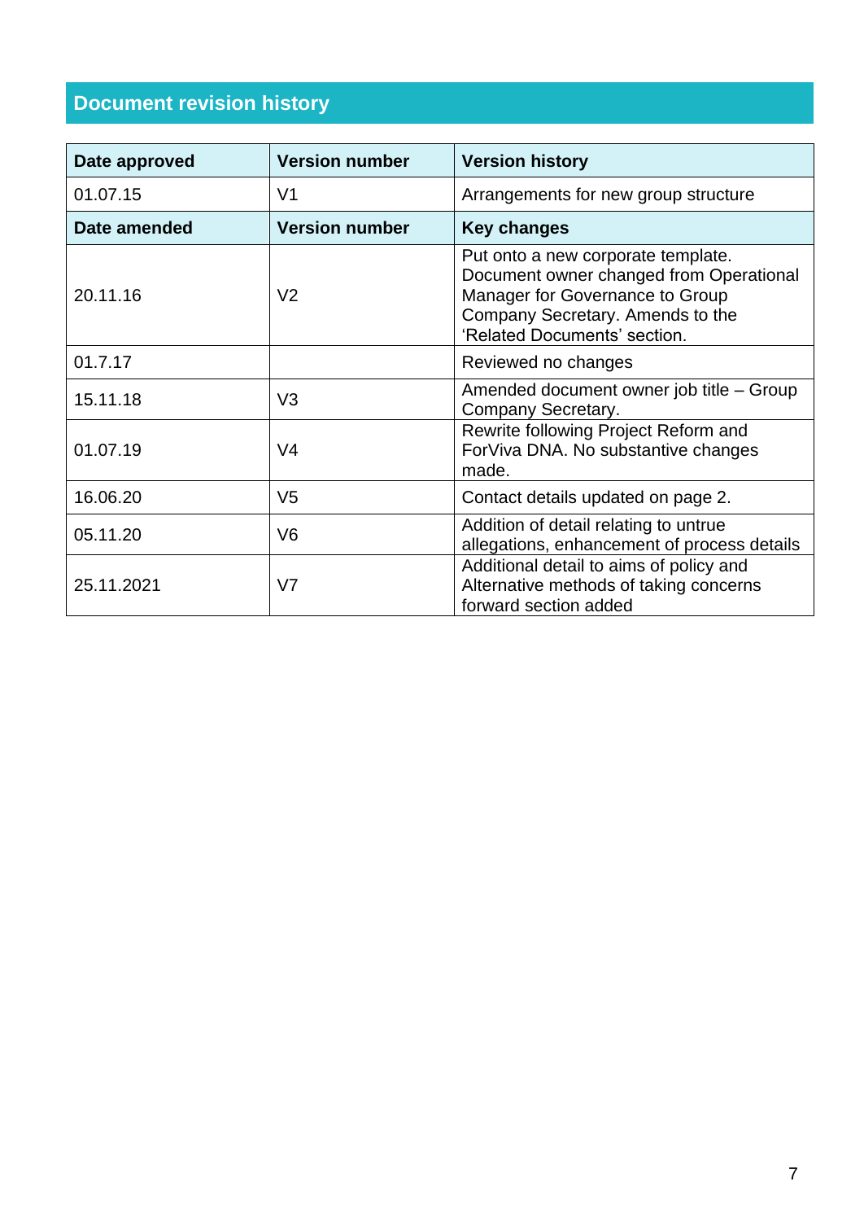## Document revision history

| Date approved | Version number | Version history |
| --- | --- | --- |
| 01.07.15 | V1 | Arrangements for new group structure |
| **Date amended** | **Version number** | **Key changes** |
| 20.11.16 | V2 | Put onto a new corporate template. Document owner changed from Operational Manager for Governance to Group Company Secretary. Amends to the 'Related Documents' section. |
| 01.7.17 | | Reviewed no changes |
| 15.11.18 | V3 | Amended document owner job title – Group Company Secretary. |
| 01.07.19 | V4 | Rewrite following Project Reform and ForViva DNA. No substantive changes made. |
| 16.06.20 | V5 | Contact details updated on page 2. |
| 05.11.20 | V6 | Addition of detail relating to untrue allegations, enhancement of process details |
| 25.11.2021 | V7 | Additional detail to aims of policy and Alternative methods of taking concerns forward section added |